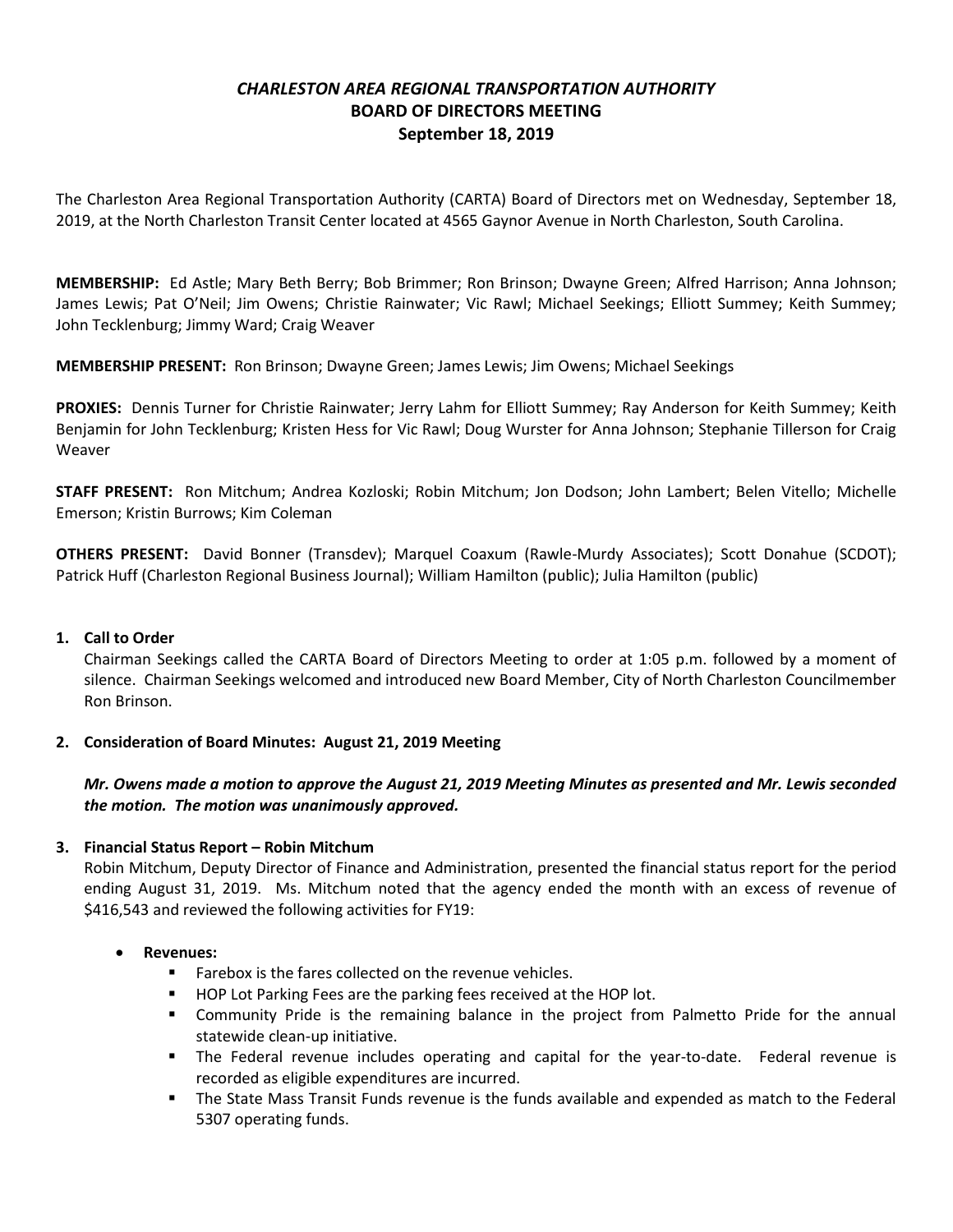***CHARLESTON AREA REGIONAL TRANSPORTATION AUTHORITY***
**BOARD OF DIRECTORS MEETING**
**September 18, 2019**

The Charleston Area Regional Transportation Authority (CARTA) Board of Directors met on Wednesday, September 18, 2019, at the North Charleston Transit Center located at 4565 Gaynor Avenue in North Charleston, South Carolina.

**MEMBERSHIP:** Ed Astle; Mary Beth Berry; Bob Brimmer; Ron Brinson; Dwayne Green; Alfred Harrison; Anna Johnson; James Lewis; Pat O'Neil; Jim Owens; Christie Rainwater; Vic Rawl; Michael Seekings; Elliott Summey; Keith Summey; John Tecklenburg; Jimmy Ward; Craig Weaver

**MEMBERSHIP PRESENT:** Ron Brinson; Dwayne Green; James Lewis; Jim Owens; Michael Seekings

**PROXIES:** Dennis Turner for Christie Rainwater; Jerry Lahm for Elliott Summey; Ray Anderson for Keith Summey; Keith Benjamin for John Tecklenburg; Kristen Hess for Vic Rawl; Doug Wurster for Anna Johnson; Stephanie Tillerson for Craig Weaver

**STAFF PRESENT:** Ron Mitchum; Andrea Kozloski; Robin Mitchum; Jon Dodson; John Lambert; Belen Vitello; Michelle Emerson; Kristin Burrows; Kim Coleman

**OTHERS PRESENT:** David Bonner (Transdev); Marquel Coaxum (Rawle-Murdy Associates); Scott Donahue (SCDOT); Patrick Huff (Charleston Regional Business Journal); William Hamilton (public); Julia Hamilton (public)

1. **Call to Order**
   Chairman Seekings called the CARTA Board of Directors Meeting to order at 1:05 p.m. followed by a moment of silence. Chairman Seekings welcomed and introduced new Board Member, City of North Charleston Councilmember Ron Brinson.

2. **Consideration of Board Minutes: August 21, 2019 Meeting**

   ***Mr. Owens made a motion to approve the August 21, 2019 Meeting Minutes as presented and Mr. Lewis seconded the motion. The motion was unanimously approved.***

3. **Financial Status Report – Robin Mitchum**
   Robin Mitchum, Deputy Director of Finance and Administration, presented the financial status report for the period ending August 31, 2019. Ms. Mitchum noted that the agency ended the month with an excess of revenue of $416,543 and reviewed the following activities for FY19:

   - **Revenues:**
     - Farebox is the fares collected on the revenue vehicles.
     - HOP Lot Parking Fees are the parking fees received at the HOP lot.
     - Community Pride is the remaining balance in the project from Palmetto Pride for the annual statewide clean-up initiative.
     - The Federal revenue includes operating and capital for the year-to-date. Federal revenue is recorded as eligible expenditures are incurred.
     - The State Mass Transit Funds revenue is the funds available and expended as match to the Federal 5307 operating funds.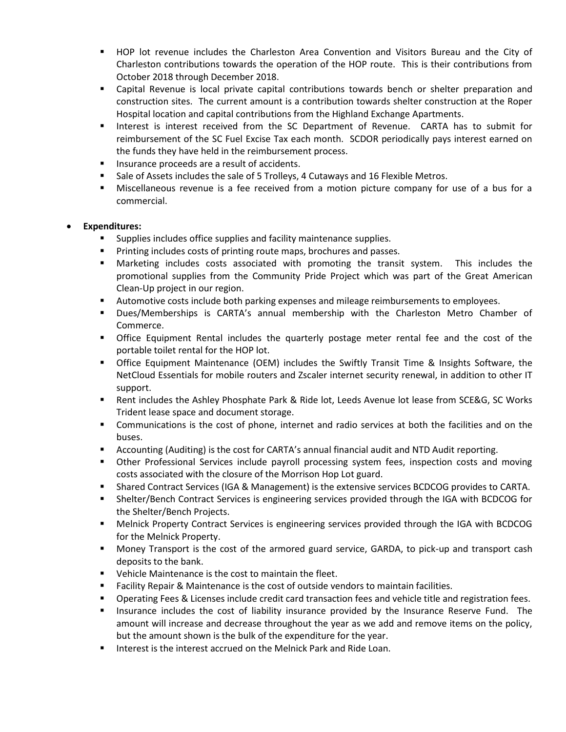- HOP lot revenue includes the Charleston Area Convention and Visitors Bureau and the City of Charleston contributions towards the operation of the HOP route. This is their contributions from October 2018 through December 2018.
- Capital Revenue is local private capital contributions towards bench or shelter preparation and construction sites. The current amount is a contribution towards shelter construction at the Roper Hospital location and capital contributions from the Highland Exchange Apartments.
- Interest is interest received from the SC Department of Revenue. CARTA has to submit for reimbursement of the SC Fuel Excise Tax each month. SCDOR periodically pays interest earned on the funds they have held in the reimbursement process.
- Insurance proceeds are a result of accidents.
- Sale of Assets includes the sale of 5 Trolleys, 4 Cutaways and 16 Flexible Metros.
- Miscellaneous revenue is a fee received from a motion picture company for use of a bus for a commercial.

- **Expenditures:**
  - Supplies includes office supplies and facility maintenance supplies.
  - Printing includes costs of printing route maps, brochures and passes.
  - Marketing includes costs associated with promoting the transit system. This includes the promotional supplies from the Community Pride Project which was part of the Great American Clean-Up project in our region.
  - Automotive costs include both parking expenses and mileage reimbursements to employees.
  - Dues/Memberships is CARTA's annual membership with the Charleston Metro Chamber of Commerce.
  - Office Equipment Rental includes the quarterly postage meter rental fee and the cost of the portable toilet rental for the HOP lot.
  - Office Equipment Maintenance (OEM) includes the Swiftly Transit Time & Insights Software, the NetCloud Essentials for mobile routers and Zscaler internet security renewal, in addition to other IT support.
  - Rent includes the Ashley Phosphate Park & Ride lot, Leeds Avenue lot lease from SCE&G, SC Works Trident lease space and document storage.
  - Communications is the cost of phone, internet and radio services at both the facilities and on the buses.
  - Accounting (Auditing) is the cost for CARTA's annual financial audit and NTD Audit reporting.
  - Other Professional Services include payroll processing system fees, inspection costs and moving costs associated with the closure of the Morrison Hop Lot guard.
  - Shared Contract Services (IGA & Management) is the extensive services BCDCOG provides to CARTA.
  - Shelter/Bench Contract Services is engineering services provided through the IGA with BCDCOG for the Shelter/Bench Projects.
  - Melnick Property Contract Services is engineering services provided through the IGA with BCDCOG for the Melnick Property.
  - Money Transport is the cost of the armored guard service, GARDA, to pick-up and transport cash deposits to the bank.
  - Vehicle Maintenance is the cost to maintain the fleet.
  - Facility Repair & Maintenance is the cost of outside vendors to maintain facilities.
  - Operating Fees & Licenses include credit card transaction fees and vehicle title and registration fees.
  - Insurance includes the cost of liability insurance provided by the Insurance Reserve Fund. The amount will increase and decrease throughout the year as we add and remove items on the policy, but the amount shown is the bulk of the expenditure for the year.
  - Interest is the interest accrued on the Melnick Park and Ride Loan.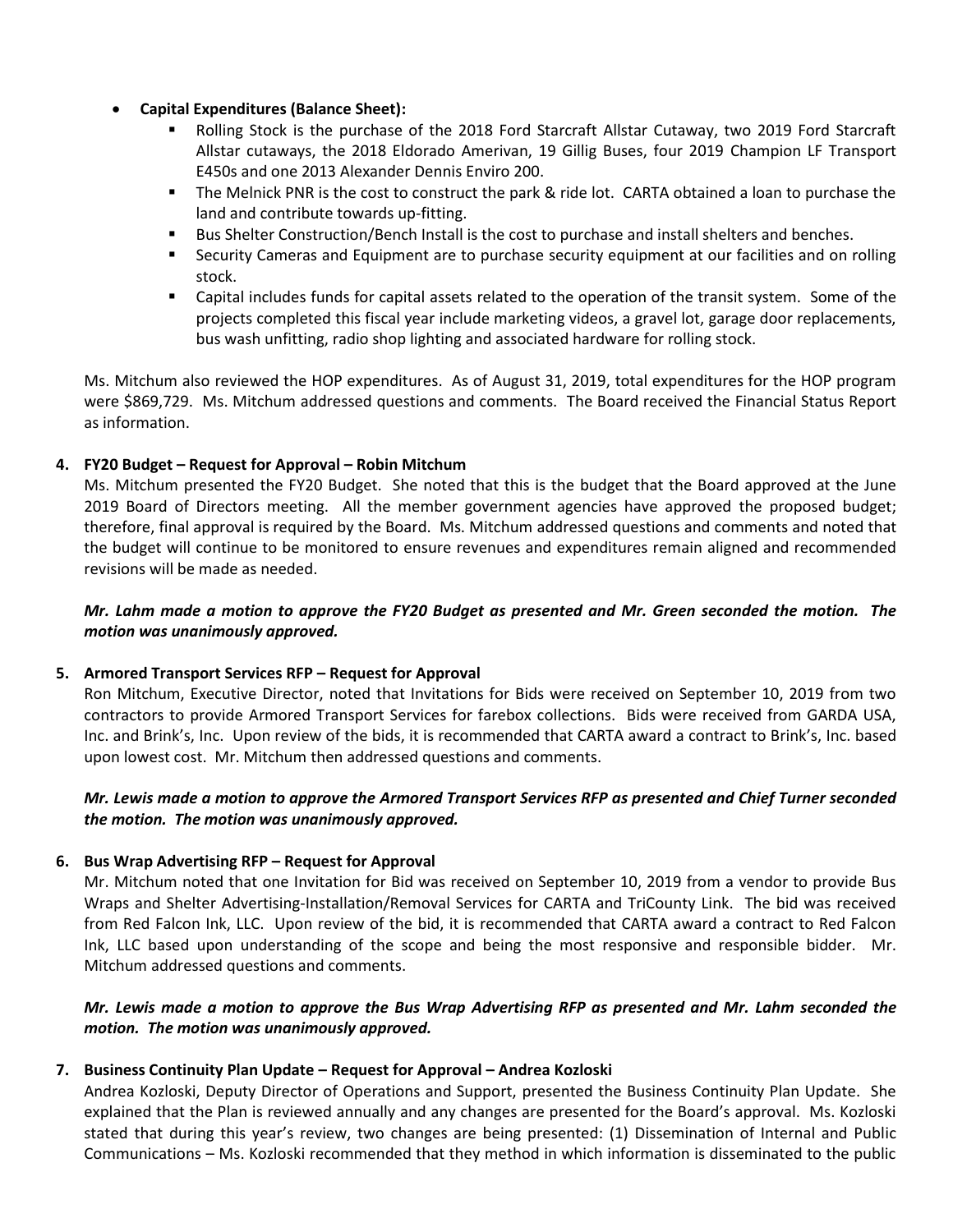- **Capital Expenditures (Balance Sheet):**
  - Rolling Stock is the purchase of the 2018 Ford Starcraft Allstar Cutaway, two 2019 Ford Starcraft Allstar cutaways, the 2018 Eldorado Amerivan, 19 Gillig Buses, four 2019 Champion LF Transport E450s and one 2013 Alexander Dennis Enviro 200.
  - The Melnick PNR is the cost to construct the park & ride lot. CARTA obtained a loan to purchase the land and contribute towards up-fitting.
  - Bus Shelter Construction/Bench Install is the cost to purchase and install shelters and benches.
  - Security Cameras and Equipment are to purchase security equipment at our facilities and on rolling stock.
  - Capital includes funds for capital assets related to the operation of the transit system. Some of the projects completed this fiscal year include marketing videos, a gravel lot, garage door replacements, bus wash unfitting, radio shop lighting and associated hardware for rolling stock.

Ms. Mitchum also reviewed the HOP expenditures. As of August 31, 2019, total expenditures for the HOP program were $869,729. Ms. Mitchum addressed questions and comments. The Board received the Financial Status Report as information.

**4. FY20 Budget – Request for Approval – Robin Mitchum**

Ms. Mitchum presented the FY20 Budget. She noted that this is the budget that the Board approved at the June 2019 Board of Directors meeting. All the member government agencies have approved the proposed budget; therefore, final approval is required by the Board. Ms. Mitchum addressed questions and comments and noted that the budget will continue to be monitored to ensure revenues and expenditures remain aligned and recommended revisions will be made as needed.

***Mr. Lahm made a motion to approve the FY20 Budget as presented and Mr. Green seconded the motion. The motion was unanimously approved.***

**5. Armored Transport Services RFP – Request for Approval**

Ron Mitchum, Executive Director, noted that Invitations for Bids were received on September 10, 2019 from two contractors to provide Armored Transport Services for farebox collections. Bids were received from GARDA USA, Inc. and Brink's, Inc. Upon review of the bids, it is recommended that CARTA award a contract to Brink's, Inc. based upon lowest cost. Mr. Mitchum then addressed questions and comments.

***Mr. Lewis made a motion to approve the Armored Transport Services RFP as presented and Chief Turner seconded the motion. The motion was unanimously approved.***

**6. Bus Wrap Advertising RFP – Request for Approval**

Mr. Mitchum noted that one Invitation for Bid was received on September 10, 2019 from a vendor to provide Bus Wraps and Shelter Advertising-Installation/Removal Services for CARTA and TriCounty Link. The bid was received from Red Falcon Ink, LLC. Upon review of the bid, it is recommended that CARTA award a contract to Red Falcon Ink, LLC based upon understanding of the scope and being the most responsive and responsible bidder. Mr. Mitchum addressed questions and comments.

***Mr. Lewis made a motion to approve the Bus Wrap Advertising RFP as presented and Mr. Lahm seconded the motion. The motion was unanimously approved.***

**7. Business Continuity Plan Update – Request for Approval – Andrea Kozloski**

Andrea Kozloski, Deputy Director of Operations and Support, presented the Business Continuity Plan Update. She explained that the Plan is reviewed annually and any changes are presented for the Board's approval. Ms. Kozloski stated that during this year's review, two changes are being presented: (1) Dissemination of Internal and Public Communications – Ms. Kozloski recommended that they method in which information is disseminated to the public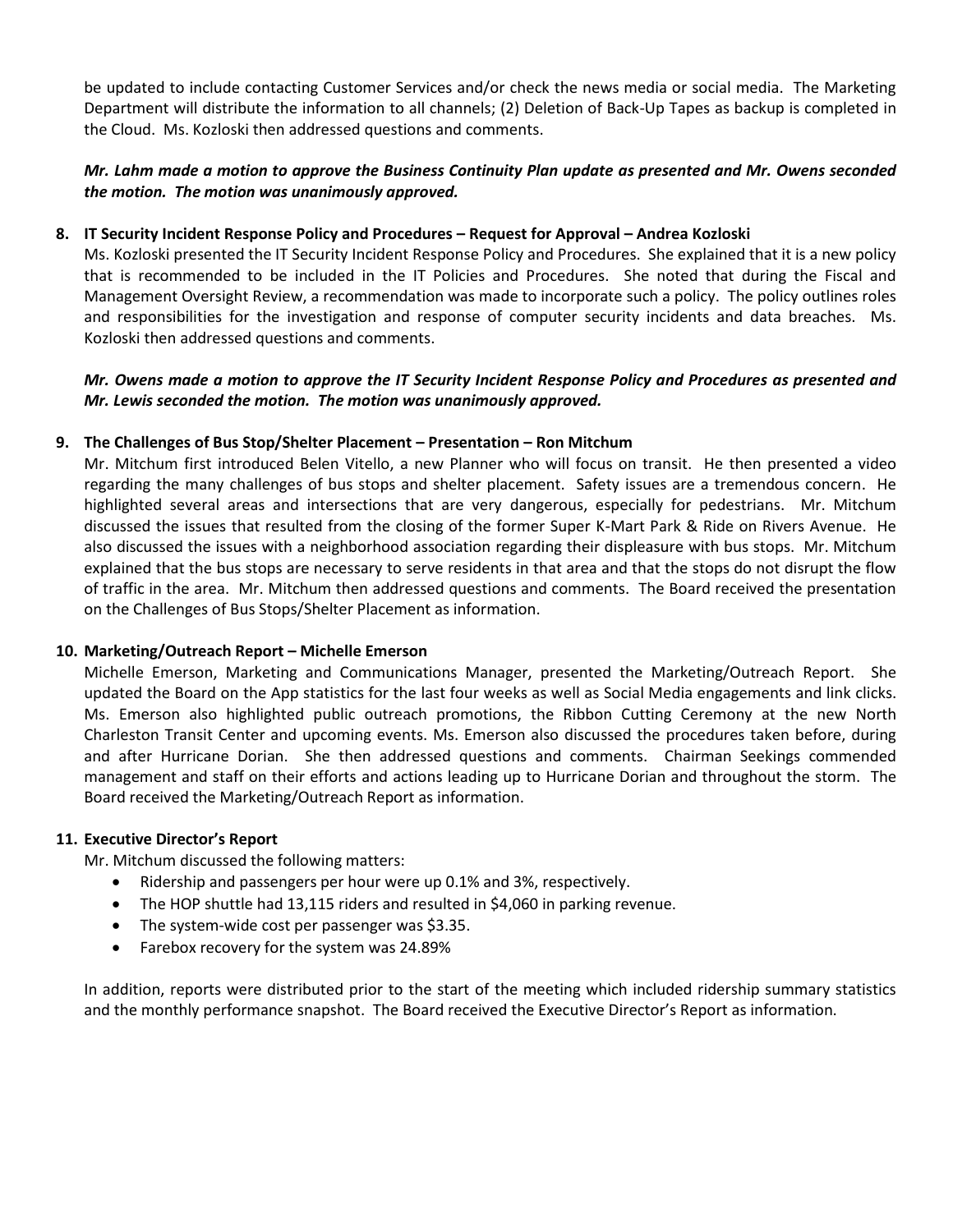be updated to include contacting Customer Services and/or check the news media or social media. The Marketing Department will distribute the information to all channels; (2) Deletion of Back-Up Tapes as backup is completed in the Cloud. Ms. Kozloski then addressed questions and comments.

***Mr. Lahm made a motion to approve the Business Continuity Plan update as presented and Mr. Owens seconded the motion. The motion was unanimously approved.***

**8. IT Security Incident Response Policy and Procedures – Request for Approval – Andrea Kozloski**

Ms. Kozloski presented the IT Security Incident Response Policy and Procedures. She explained that it is a new policy that is recommended to be included in the IT Policies and Procedures. She noted that during the Fiscal and Management Oversight Review, a recommendation was made to incorporate such a policy. The policy outlines roles and responsibilities for the investigation and response of computer security incidents and data breaches. Ms. Kozloski then addressed questions and comments.

***Mr. Owens made a motion to approve the IT Security Incident Response Policy and Procedures as presented and Mr. Lewis seconded the motion. The motion was unanimously approved.***

**9. The Challenges of Bus Stop/Shelter Placement – Presentation – Ron Mitchum**

Mr. Mitchum first introduced Belen Vitello, a new Planner who will focus on transit. He then presented a video regarding the many challenges of bus stops and shelter placement. Safety issues are a tremendous concern. He highlighted several areas and intersections that are very dangerous, especially for pedestrians. Mr. Mitchum discussed the issues that resulted from the closing of the former Super K-Mart Park & Ride on Rivers Avenue. He also discussed the issues with a neighborhood association regarding their displeasure with bus stops. Mr. Mitchum explained that the bus stops are necessary to serve residents in that area and that the stops do not disrupt the flow of traffic in the area. Mr. Mitchum then addressed questions and comments. The Board received the presentation on the Challenges of Bus Stops/Shelter Placement as information.

**10. Marketing/Outreach Report – Michelle Emerson**

Michelle Emerson, Marketing and Communications Manager, presented the Marketing/Outreach Report. She updated the Board on the App statistics for the last four weeks as well as Social Media engagements and link clicks. Ms. Emerson also highlighted public outreach promotions, the Ribbon Cutting Ceremony at the new North Charleston Transit Center and upcoming events. Ms. Emerson also discussed the procedures taken before, during and after Hurricane Dorian. She then addressed questions and comments. Chairman Seekings commended management and staff on their efforts and actions leading up to Hurricane Dorian and throughout the storm. The Board received the Marketing/Outreach Report as information.

**11. Executive Director's Report**

Mr. Mitchum discussed the following matters:

- Ridership and passengers per hour were up 0.1% and 3%, respectively.
- The HOP shuttle had 13,115 riders and resulted in $4,060 in parking revenue.
- The system-wide cost per passenger was $3.35.
- Farebox recovery for the system was 24.89%

In addition, reports were distributed prior to the start of the meeting which included ridership summary statistics and the monthly performance snapshot. The Board received the Executive Director's Report as information.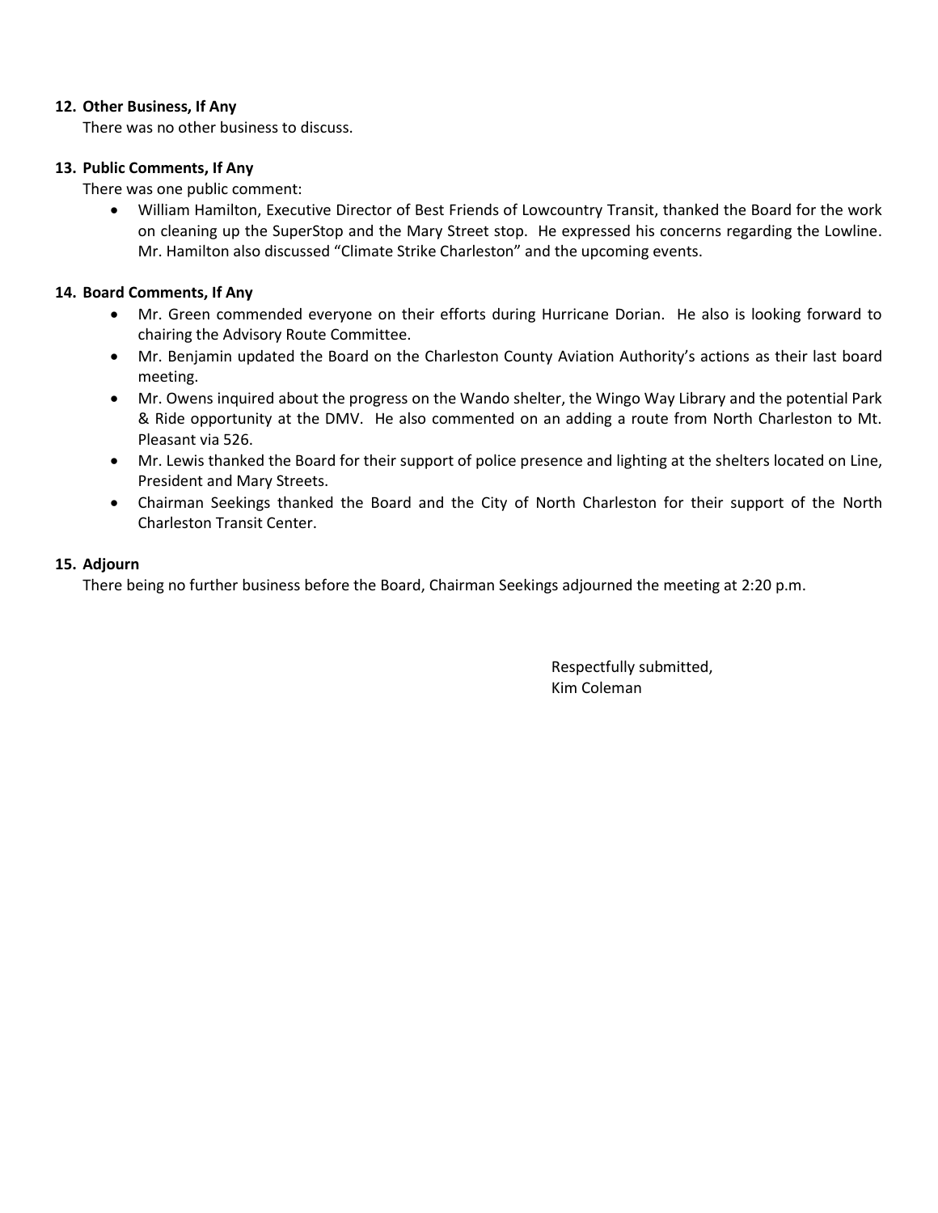**12. Other Business, If Any**

There was no other business to discuss.

**13. Public Comments, If Any**

There was one public comment:

- William Hamilton, Executive Director of Best Friends of Lowcountry Transit, thanked the Board for the work on cleaning up the SuperStop and the Mary Street stop. He expressed his concerns regarding the Lowline. Mr. Hamilton also discussed "Climate Strike Charleston" and the upcoming events.

**14. Board Comments, If Any**

- Mr. Green commended everyone on their efforts during Hurricane Dorian. He also is looking forward to chairing the Advisory Route Committee.
- Mr. Benjamin updated the Board on the Charleston County Aviation Authority's actions as their last board meeting.
- Mr. Owens inquired about the progress on the Wando shelter, the Wingo Way Library and the potential Park & Ride opportunity at the DMV. He also commented on an adding a route from North Charleston to Mt. Pleasant via 526.
- Mr. Lewis thanked the Board for their support of police presence and lighting at the shelters located on Line, President and Mary Streets.
- Chairman Seekings thanked the Board and the City of North Charleston for their support of the North Charleston Transit Center.

**15. Adjourn**

There being no further business before the Board, Chairman Seekings adjourned the meeting at 2:20 p.m.

Respectfully submitted,
Kim Coleman